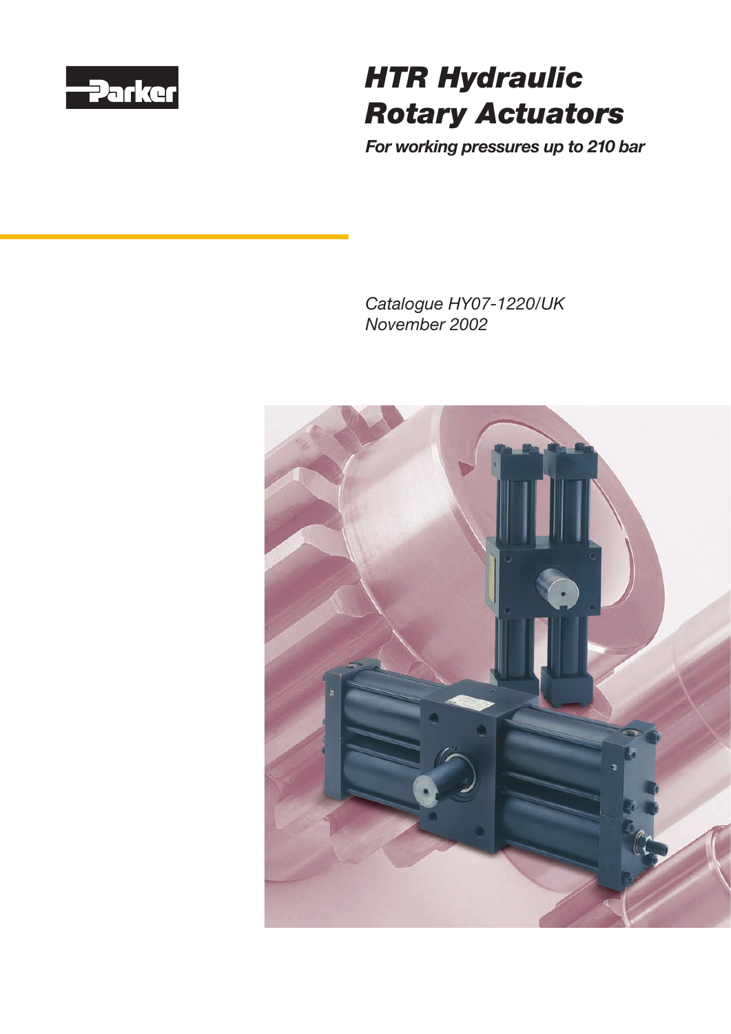Parker

# HTR Hydraulic Rotary Actuators

***For working pressures up to 210 bar***

*Catalogue HY07-1220/UK*
*November 2002*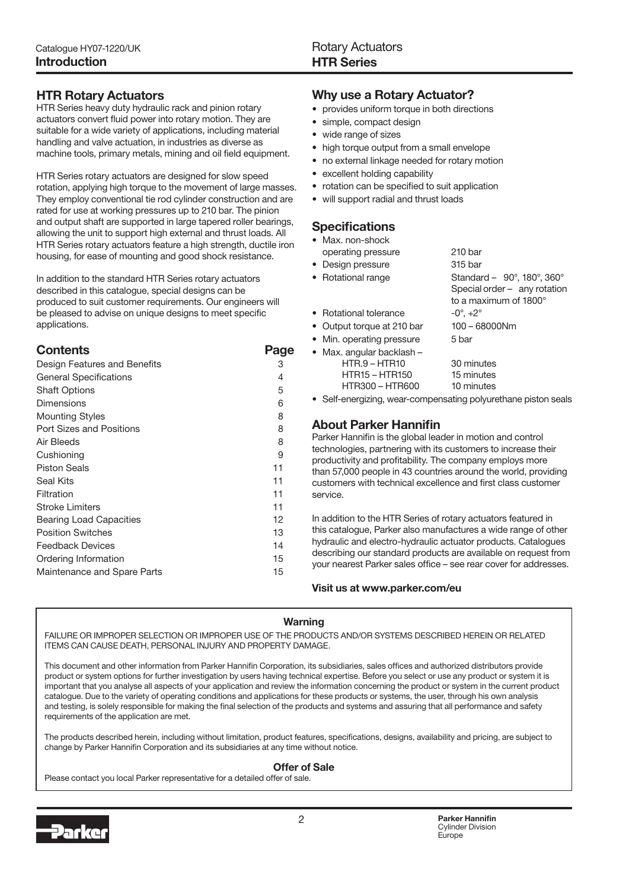## HTR Rotary Actuators

HTR Series heavy duty hydraulic rack and pinion rotary actuators convert fluid power into rotary motion. They are suitable for a wide variety of applications, including material handling and valve actuation, in industries as diverse as machine tools, primary metals, mining and oil field equipment.

HTR Series rotary actuators are designed for slow speed rotation, applying high torque to the movement of large masses. They employ conventional tie rod cylinder construction and are rated for use at working pressures up to 210 bar. The pinion and output shaft are supported in large tapered roller bearings, allowing the unit to support high external and thrust loads. All HTR Series rotary actuators feature a high strength, ductile iron housing, for ease of mounting and good shock resistance.

In addition to the standard HTR Series rotary actuators described in this catalogue, special designs can be produced to suit customer requirements. Our engineers will be pleased to advise on unique designs to meet specific applications.

| Contents | Page |
|---|---|
| Design Features and Benefits | 3 |
| General Specifications | 4 |
| Shaft Options | 5 |
| Dimensions | 6 |
| Mounting Styles | 8 |
| Port Sizes and Positions | 8 |
| Air Bleeds | 8 |
| Cushioning | 9 |
| Piston Seals | 11 |
| Seal Kits | 11 |
| Filtration | 11 |
| Stroke Limiters | 11 |
| Bearing Load Capacities | 12 |
| Position Switches | 13 |
| Feedback Devices | 14 |
| Ordering Information | 15 |
| Maintenance and Spare Parts | 15 |

## Why use a Rotary Actuator?

- provides uniform torque in both directions
- simple, compact design
- wide range of sizes
- high torque output from a small envelope
- no external linkage needed for rotary motion
- excellent holding capability
- rotation can be specified to suit application
- will support radial and thrust loads

## Specifications

- Max. non-shock operating pressure — 210 bar
- Design pressure — 315 bar
- Rotational range — Standard – 90°, 180°, 360°; Special order – any rotation to a maximum of 1800°
- Rotational tolerance — -0°, +2°
- Output torque at 210 bar — 100 – 68000Nm
- Min. operating pressure — 5 bar
- Max. angular backlash –
  - HTR.9 – HTR10 — 30 minutes
  - HTR15 – HTR150 — 15 minutes
  - HTR300 – HTR600 — 10 minutes
- Self-energizing, wear-compensating polyurethane piston seals

## About Parker Hannifin

Parker Hannifin is the global leader in motion and control technologies, partnering with its customers to increase their productivity and profitability. The company employs more than 57,000 people in 43 countries around the world, providing customers with technical excellence and first class customer service.

In addition to the HTR Series of rotary actuators featured in this catalogue, Parker also manufactures a wide range of other hydraulic and electro-hydraulic actuator products. Catalogues describing our standard products are available on request from your nearest Parker sales office – see rear cover for addresses.

**Visit us at www.parker.com/eu**

### Warning

FAILURE OR IMPROPER SELECTION OR IMPROPER USE OF THE PRODUCTS AND/OR SYSTEMS DESCRIBED HEREIN OR RELATED ITEMS CAN CAUSE DEATH, PERSONAL INJURY AND PROPERTY DAMAGE.

This document and other information from Parker Hannifin Corporation, its subsidiaries, sales offices and authorized distributors provide product or system options for further investigation by users having technical expertise. Before you select or use any product or system it is important that you analyse all aspects of your application and review the information concerning the product or system in the current product catalogue. Due to the variety of operating conditions and applications for these products or systems, the user, through his own analysis and testing, is solely responsible for making the final selection of the products and systems and assuring that all performance and safety requirements of the application are met.

The products described herein, including without limitation, product features, specifications, designs, availability and pricing, are subject to change by Parker Hannifin Corporation and its subsidiaries at any time without notice.

### Offer of Sale

Please contact you local Parker representative for a detailed offer of sale.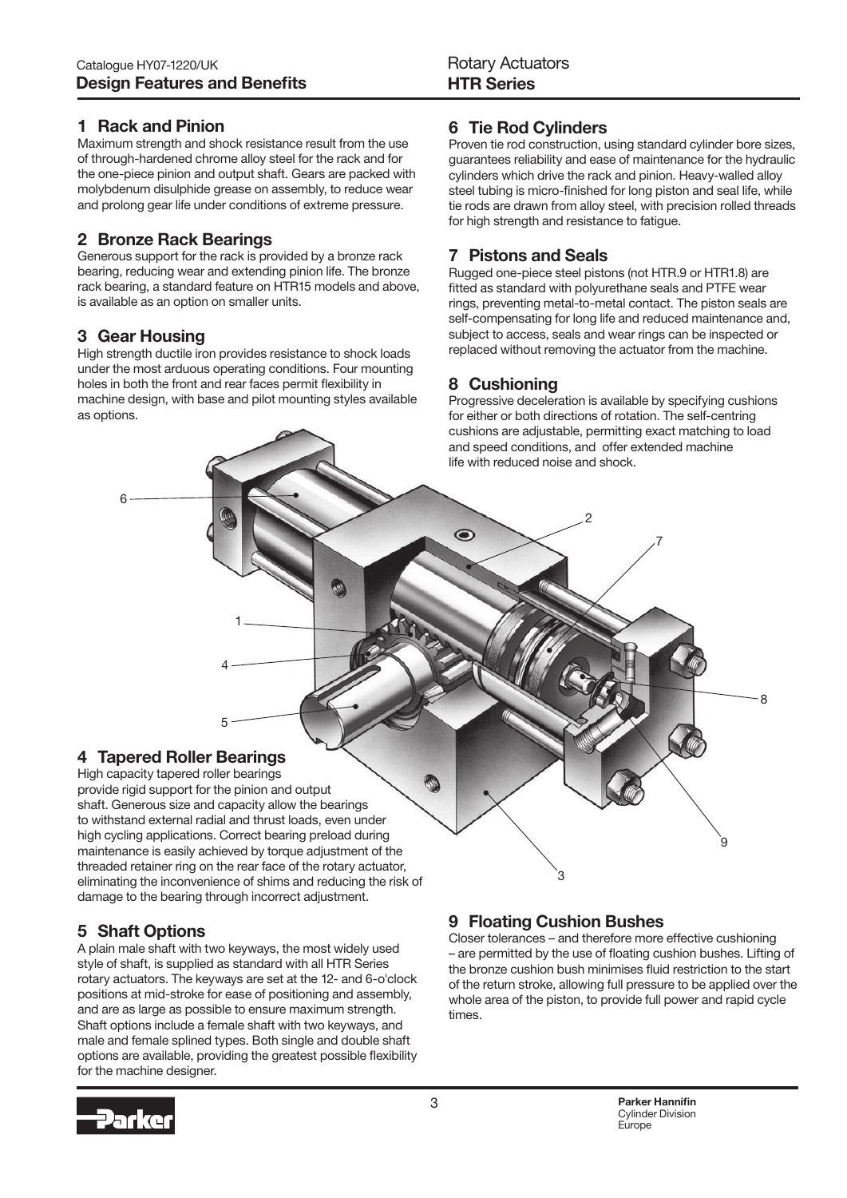## Design Features and Benefits

### 1 Rack and Pinion

Maximum strength and shock resistance result from the use of through-hardened chrome alloy steel for the rack and for the one-piece pinion and output shaft. Gears are packed with molybdenum disulphide grease on assembly, to reduce wear and prolong gear life under conditions of extreme pressure.

### 2 Bronze Rack Bearings

Generous support for the rack is provided by a bronze rack bearing, reducing wear and extending pinion life. The bronze rack bearing, a standard feature on HTR15 models and above, is available as an option on smaller units.

### 3 Gear Housing

High strength ductile iron provides resistance to shock loads under the most arduous operating conditions. Four mounting holes in both the front and rear faces permit flexibility in machine design, with base and pilot mounting styles available as options.

### 4 Tapered Roller Bearings

High capacity tapered roller bearings provide rigid support for the pinion and output shaft. Generous size and capacity allow the bearings to withstand external radial and thrust loads, even under high cycling applications. Correct bearing preload during maintenance is easily achieved by torque adjustment of the threaded retainer ring on the rear face of the rotary actuator, eliminating the inconvenience of shims and reducing the risk of damage to the bearing through incorrect adjustment.

### 5 Shaft Options

A plain male shaft with two keyways, the most widely used style of shaft, is supplied as standard with all HTR Series rotary actuators. The keyways are set at the 12- and 6-o'clock positions at mid-stroke for ease of positioning and assembly, and are as large as possible to ensure maximum strength. Shaft options include a female shaft with two keyways, and male and female splined types. Both single and double shaft options are available, providing the greatest possible flexibility for the machine designer.

### 6 Tie Rod Cylinders

Proven tie rod construction, using standard cylinder bore sizes, guarantees reliability and ease of maintenance for the hydraulic cylinders which drive the rack and pinion. Heavy-walled alloy steel tubing is micro-finished for long piston and seal life, while tie rods are drawn from alloy steel, with precision rolled threads for high strength and resistance to fatigue.

### 7 Pistons and Seals

Rugged one-piece steel pistons (not HTR.9 or HTR1.8) are fitted as standard with polyurethane seals and PTFE wear rings, preventing metal-to-metal contact. The piston seals are self-compensating for long life and reduced maintenance and, subject to access, seals and wear rings can be inspected or replaced without removing the actuator from the machine.

### 8 Cushioning

Progressive deceleration is available by specifying cushions for either or both directions of rotation. The self-centring cushions are adjustable, permitting exact matching to load and speed conditions, and offer extended machine life with reduced noise and shock.

### 9 Floating Cushion Bushes

Closer tolerances – and therefore more effective cushioning – are permitted by the use of floating cushion bushes. Lifting of the bronze cushion bush minimises fluid restriction to the start of the return stroke, allowing full pressure to be applied over the whole area of the piston, to provide full power and rapid cycle times.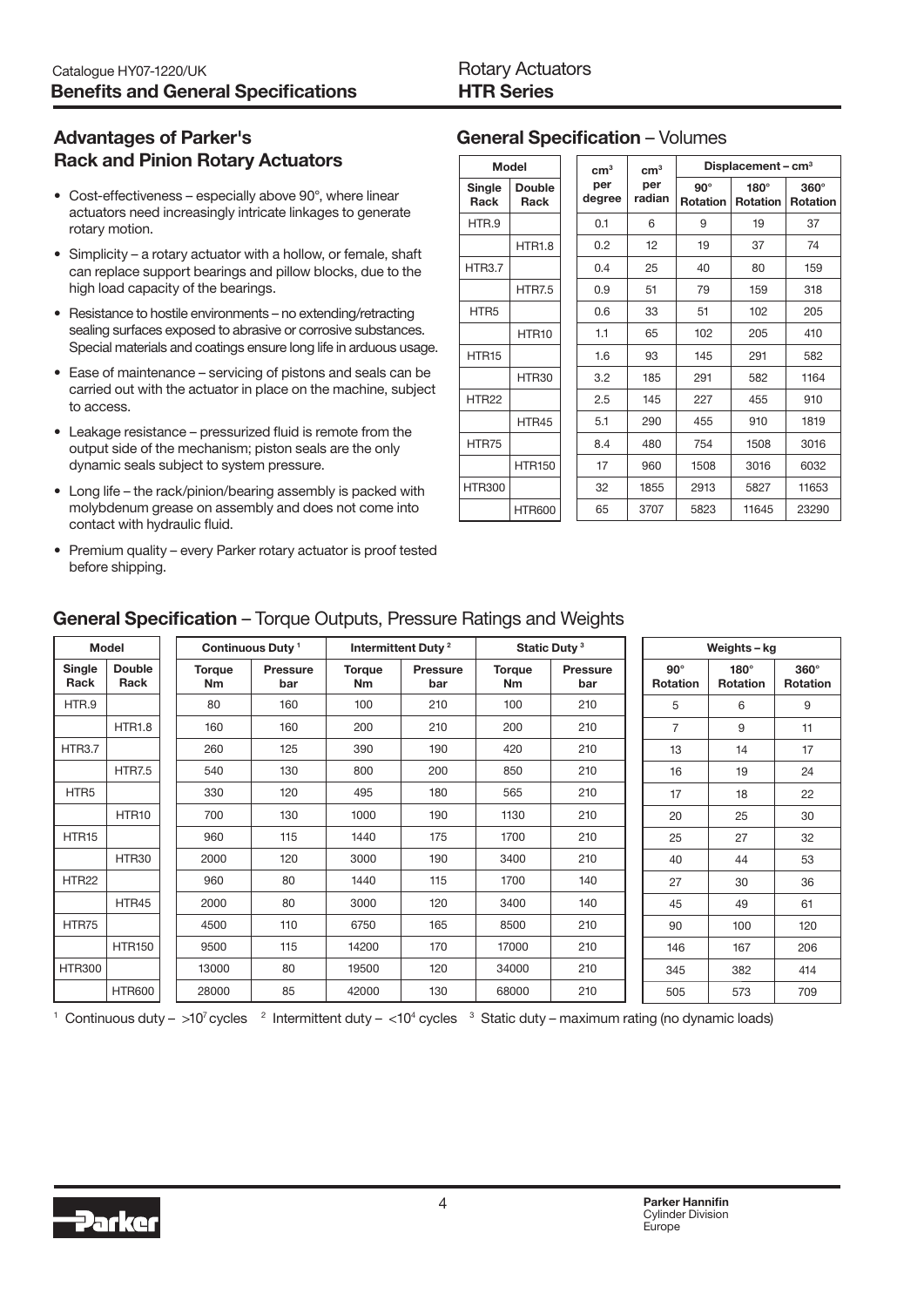## Advantages of Parker's Rack and Pinion Rotary Actuators

- Cost-effectiveness – especially above 90°, where linear actuators need increasingly intricate linkages to generate rotary motion.
- Simplicity – a rotary actuator with a hollow, or female, shaft can replace support bearings and pillow blocks, due to the high load capacity of the bearings.
- Resistance to hostile environments – no extending/retracting sealing surfaces exposed to abrasive or corrosive substances. Special materials and coatings ensure long life in arduous usage.
- Ease of maintenance – servicing of pistons and seals can be carried out with the actuator in place on the machine, subject to access.
- Leakage resistance – pressurized fluid is remote from the output side of the mechanism; piston seals are the only dynamic seals subject to system pressure.
- Long life – the rack/pinion/bearing assembly is packed with molybdenum grease on assembly and does not come into contact with hydraulic fluid.
- Premium quality – every Parker rotary actuator is proof tested before shipping.

## General Specification – Volumes

| Model | | $cm^3$ per degree | $cm^3$ per radian | Displacement – $cm^3$ | | |
|---|---|---|---|---|---|---|
| Single Rack | Double Rack | | | 90° Rotation | 180° Rotation | 360° Rotation |
| HTR.9 | | 0.1 | 6 | 9 | 19 | 37 |
| | HTR1.8 | 0.2 | 12 | 19 | 37 | 74 |
| HTR3.7 | | 0.4 | 25 | 40 | 80 | 159 |
| | HTR7.5 | 0.9 | 51 | 79 | 159 | 318 |
| HTR5 | | 0.6 | 33 | 51 | 102 | 205 |
| | HTR10 | 1.1 | 65 | 102 | 205 | 410 |
| HTR15 | | 1.6 | 93 | 145 | 291 | 582 |
| | HTR30 | 3.2 | 185 | 291 | 582 | 1164 |
| HTR22 | | 2.5 | 145 | 227 | 455 | 910 |
| | HTR45 | 5.1 | 290 | 455 | 910 | 1819 |
| HTR75 | | 8.4 | 480 | 754 | 1508 | 3016 |
| | HTR150 | 17 | 960 | 1508 | 3016 | 6032 |
| HTR300 | | 32 | 1855 | 2913 | 5827 | 11653 |
| | HTR600 | 65 | 3707 | 5823 | 11645 | 23290 |

## General Specification – Torque Outputs, Pressure Ratings and Weights

| Model | | Continuous Duty [1] | | Intermittent Duty [2] | | Static Duty [3] | | Weights – kg | | |
|---|---|---|---|---|---|---|---|---|---|---|
| Single Rack | Double Rack | Torque Nm | Pressure bar | Torque Nm | Pressure bar | Torque Nm | Pressure bar | 90° Rotation | 180° Rotation | 360° Rotation |
| HTR.9 | | 80 | 160 | 100 | 210 | 100 | 210 | 5 | 6 | 9 |
| | HTR1.8 | 160 | 160 | 200 | 210 | 200 | 210 | 7 | 9 | 11 |
| HTR3.7 | | 260 | 125 | 390 | 190 | 420 | 210 | 13 | 14 | 17 |
| | HTR7.5 | 540 | 130 | 800 | 200 | 850 | 210 | 16 | 19 | 24 |
| HTR5 | | 330 | 120 | 495 | 180 | 565 | 210 | 17 | 18 | 22 |
| | HTR10 | 700 | 130 | 1000 | 190 | 1130 | 210 | 20 | 25 | 30 |
| HTR15 | | 960 | 115 | 1440 | 175 | 1700 | 210 | 25 | 27 | 32 |
| | HTR30 | 2000 | 120 | 3000 | 190 | 3400 | 210 | 40 | 44 | 53 |
| HTR22 | | 960 | 80 | 1440 | 115 | 1700 | 140 | 27 | 30 | 36 |
| | HTR45 | 2000 | 80 | 3000 | 120 | 3400 | 140 | 45 | 49 | 61 |
| HTR75 | | 4500 | 110 | 6750 | 165 | 8500 | 210 | 90 | 100 | 120 |
| | HTR150 | 9500 | 115 | 14200 | 170 | 17000 | 210 | 146 | 167 | 206 |
| HTR300 | | 13000 | 80 | 19500 | 120 | 34000 | 210 | 345 | 382 | 414 |
| | HTR600 | 28000 | 85 | 42000 | 130 | 68000 | 210 | 505 | 573 | 709 |

[1] Continuous duty – $>10^7$ cycles [2] Intermittent duty – $<10^4$ cycles [3] Static duty – maximum rating (no dynamic loads)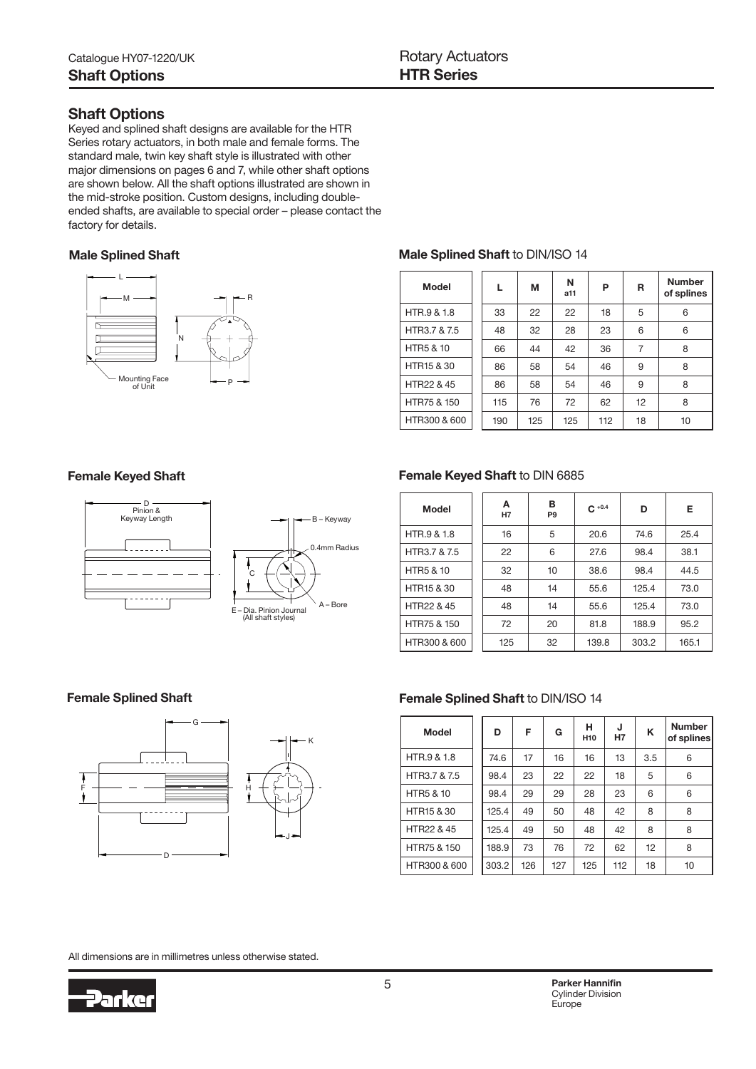## Shaft Options

Keyed and splined shaft designs are available for the HTR Series rotary actuators, in both male and female forms. The standard male, twin key shaft style is illustrated with other major dimensions on pages 6 and 7, while other shaft options are shown below. All the shaft options illustrated are shown in the mid-stroke position. Custom designs, including double-ended shafts, are available to special order – please contact the factory for details.

### Male Splined Shaft

L
M
R
N
P
Mounting Face of Unit

### Male Splined Shaft to DIN/ISO 14

| Model | L | M | N a11 | P | R | Number of splines |
|---|---|---|---|---|---|---|
| HTR.9 & 1.8 | 33 | 22 | 22 | 18 | 5 | 6 |
| HTR3.7 & 7.5 | 48 | 32 | 28 | 23 | 6 | 6 |
| HTR5 & 10 | 66 | 44 | 42 | 36 | 7 | 8 |
| HTR15 & 30 | 86 | 58 | 54 | 46 | 9 | 8 |
| HTR22 & 45 | 86 | 58 | 54 | 46 | 9 | 8 |
| HTR75 & 150 | 115 | 76 | 72 | 62 | 12 | 8 |
| HTR300 & 600 | 190 | 125 | 125 | 112 | 18 | 10 |

### Female Keyed Shaft

D – Pinion & Keyway Length
B – Keyway
0.4mm Radius
C
A – Bore
E – Dia. Pinion Journal (All shaft styles)

### Female Keyed Shaft to DIN 6885

| Model | A H7 | B P9 | C +0.4 | D | E |
|---|---|---|---|---|---|
| HTR.9 & 1.8 | 16 | 5 | 20.6 | 74.6 | 25.4 |
| HTR3.7 & 7.5 | 22 | 6 | 27.6 | 98.4 | 38.1 |
| HTR5 & 10 | 32 | 10 | 38.6 | 98.4 | 44.5 |
| HTR15 & 30 | 48 | 14 | 55.6 | 125.4 | 73.0 |
| HTR22 & 45 | 48 | 14 | 55.6 | 125.4 | 73.0 |
| HTR75 & 150 | 72 | 20 | 81.8 | 188.9 | 95.2 |
| HTR300 & 600 | 125 | 32 | 139.8 | 303.2 | 165.1 |

### Female Splined Shaft

G
K
F
H
J
D

### Female Splined Shaft to DIN/ISO 14

| Model | D | F | G | H H10 | J H7 | K | Number of splines |
|---|---|---|---|---|---|---|---|
| HTR.9 & 1.8 | 74.6 | 17 | 16 | 16 | 13 | 3.5 | 6 |
| HTR3.7 & 7.5 | 98.4 | 23 | 22 | 22 | 18 | 5 | 6 |
| HTR5 & 10 | 98.4 | 29 | 29 | 28 | 23 | 6 | 6 |
| HTR15 & 30 | 125.4 | 49 | 50 | 48 | 42 | 8 | 8 |
| HTR22 & 45 | 125.4 | 49 | 50 | 48 | 42 | 8 | 8 |
| HTR75 & 150 | 188.9 | 73 | 76 | 72 | 62 | 12 | 8 |
| HTR300 & 600 | 303.2 | 126 | 127 | 125 | 112 | 18 | 10 |

All dimensions are in millimetres unless otherwise stated.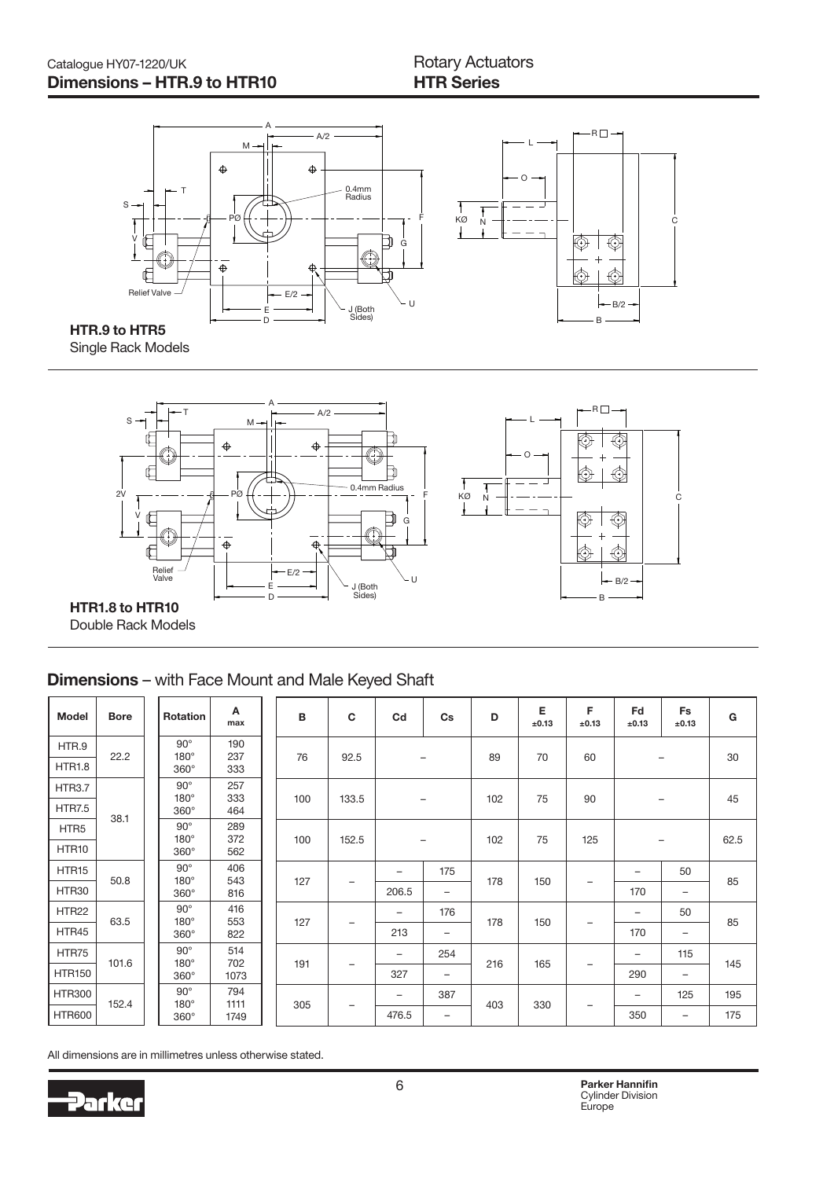## Dimensions – HTR.9 to HTR10

### Rotary Actuators HTR Series

**HTR.9 to HTR5**
Single Rack Models

**HTR1.8 to HTR10**
Double Rack Models

## Dimensions – with Face Mount and Male Keyed Shaft

| Model | Bore | Rotation | A max | B | C | Cd | Cs | D | E ±0.13 | F ±0.13 | Fd ±0.13 | Fs ±0.13 | G |
|---|---|---|---|---|---|---|---|---|---|---|---|---|---|
| HTR.9 | 22.2 | 90° 180° 360° | 190 237 333 | 76 | 92.5 | – | | 89 | 70 | 60 | – | | 30 |
| HTR1.8 | | | | | | | | | | | | | |
| HTR3.7 | 38.1 | 90° 180° 360° | 257 333 464 | 100 | 133.5 | – | | 102 | 75 | 90 | – | | 45 |
| HTR7.5 | | | | | | | | | | | | | |
| HTR5 | | 90° 180° 360° | 289 372 562 | 100 | 152.5 | – | | 102 | 75 | 125 | – | | 62.5 |
| HTR10 | | | | | | | | | | | | | |
| HTR15 | 50.8 | 90° 180° 360° | 406 543 816 | 127 | – | – | 175 | 178 | 150 | – | – | 50 | 85 |
| HTR30 | | | | | | 206.5 | – | | | | 170 | – | |
| HTR22 | 63.5 | 90° 180° 360° | 416 553 822 | 127 | – | – | 176 | 178 | 150 | – | – | 50 | 85 |
| HTR45 | | | | | | 213 | – | | | | 170 | – | |
| HTR75 | 101.6 | 90° 180° 360° | 514 702 1073 | 191 | – | – | 254 | 216 | 165 | – | – | 115 | 145 |
| HTR150 | | | | | | 327 | – | | | | 290 | – | |
| HTR300 | 152.4 | 90° 180° 360° | 794 1111 1749 | 305 | – | – | 387 | 403 | 330 | – | – | 125 | 195 |
| HTR600 | | | | | | 476.5 | – | | | | 350 | – | 175 |

All dimensions are in millimetres unless otherwise stated.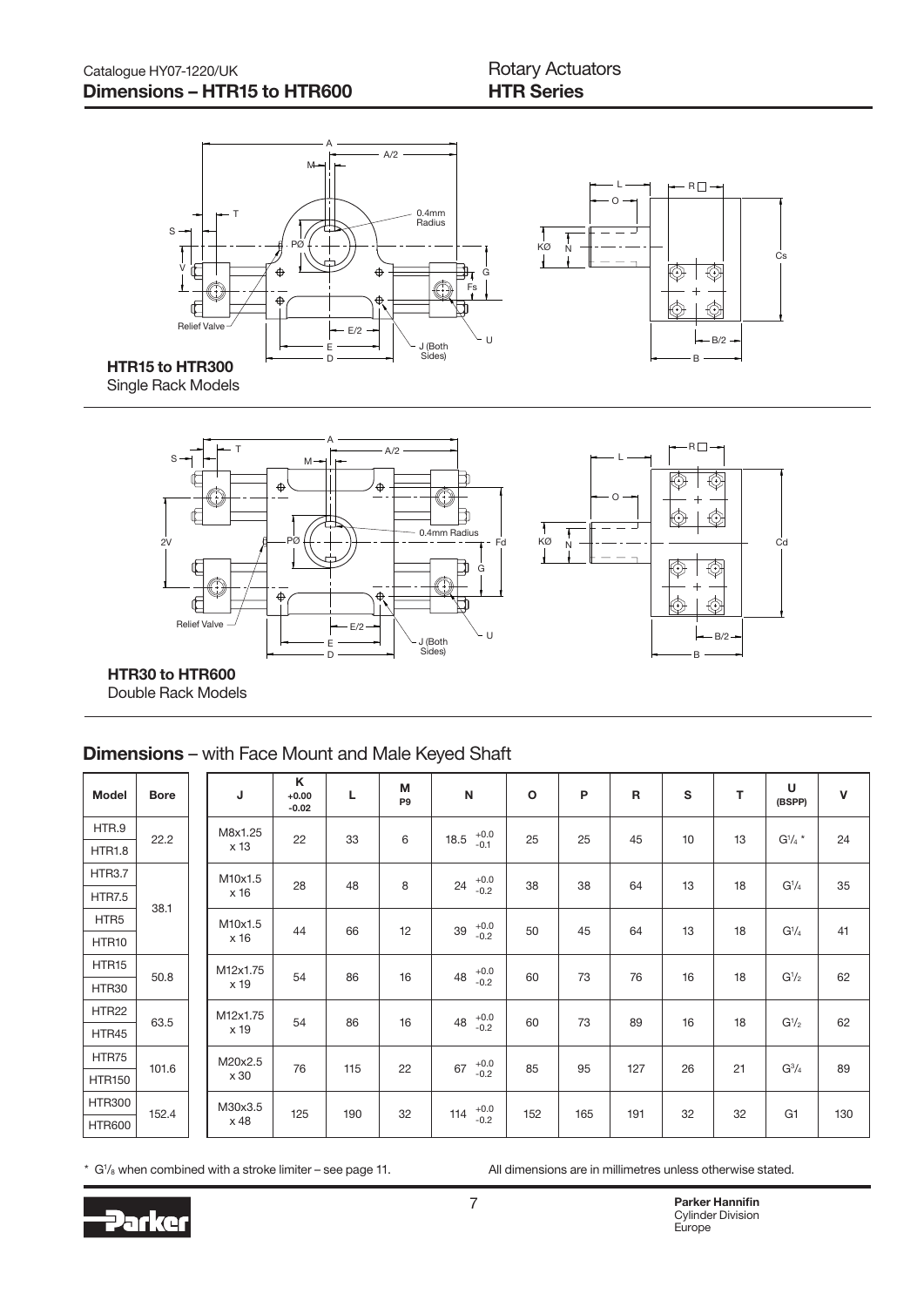Catalogue HY07-1220/UK

## Dimensions – HTR15 to HTR600

Rotary Actuators
**HTR Series**

**HTR15 to HTR300**
Single Rack Models

**HTR30 to HTR600**
Double Rack Models

## Dimensions – with Face Mount and Male Keyed Shaft

| Model | Bore | J | K +0.00 -0.02 | L | M P9 | N | O | P | R | S | T | U (BSPP) | V |
|---|---|---|---|---|---|---|---|---|---|---|---|---|---|
| HTR.9 | 22.2 | M8x1.25 x 13 | 22 | 33 | 6 | 18.5 +0.0 -0.1 | 25 | 25 | 45 | 10 | 13 | $G^1/_4$ * | 24 |
| HTR1.8 | | | | | | | | | | | | | |
| HTR3.7 | 38.1 | M10x1.5 x 16 | 28 | 48 | 8 | 24 +0.0 -0.2 | 38 | 38 | 64 | 13 | 18 | $G^1/_4$ | 35 |
| HTR7.5 | | | | | | | | | | | | | |
| HTR5 | | M10x1.5 x 16 | 44 | 66 | 12 | 39 +0.0 -0.2 | 50 | 45 | 64 | 13 | 18 | $G^1/_4$ | 41 |
| HTR10 | | | | | | | | | | | | | |
| HTR15 | 50.8 | M12x1.75 x 19 | 54 | 86 | 16 | 48 +0.0 -0.2 | 60 | 73 | 76 | 16 | 18 | $G^1/_2$ | 62 |
| HTR30 | | | | | | | | | | | | | |
| HTR22 | 63.5 | M12x1.75 x 19 | 54 | 86 | 16 | 48 +0.0 -0.2 | 60 | 73 | 89 | 16 | 18 | $G^1/_2$ | 62 |
| HTR45 | | | | | | | | | | | | | |
| HTR75 | 101.6 | M20x2.5 x 30 | 76 | 115 | 22 | 67 +0.0 -0.2 | 85 | 95 | 127 | 26 | 21 | $G^3/_4$ | 89 |
| HTR150 | | | | | | | | | | | | | |
| HTR300 | 152.4 | M30x3.5 x 48 | 125 | 190 | 32 | 114 +0.0 -0.2 | 152 | 165 | 191 | 32 | 32 | G1 | 130 |
| HTR600 | | | | | | | | | | | | | |

\* $G^1/_8$ when combined with a stroke limiter – see page 11.

All dimensions are in millimetres unless otherwise stated.

**Parker Hannifin**
Cylinder Division
Europe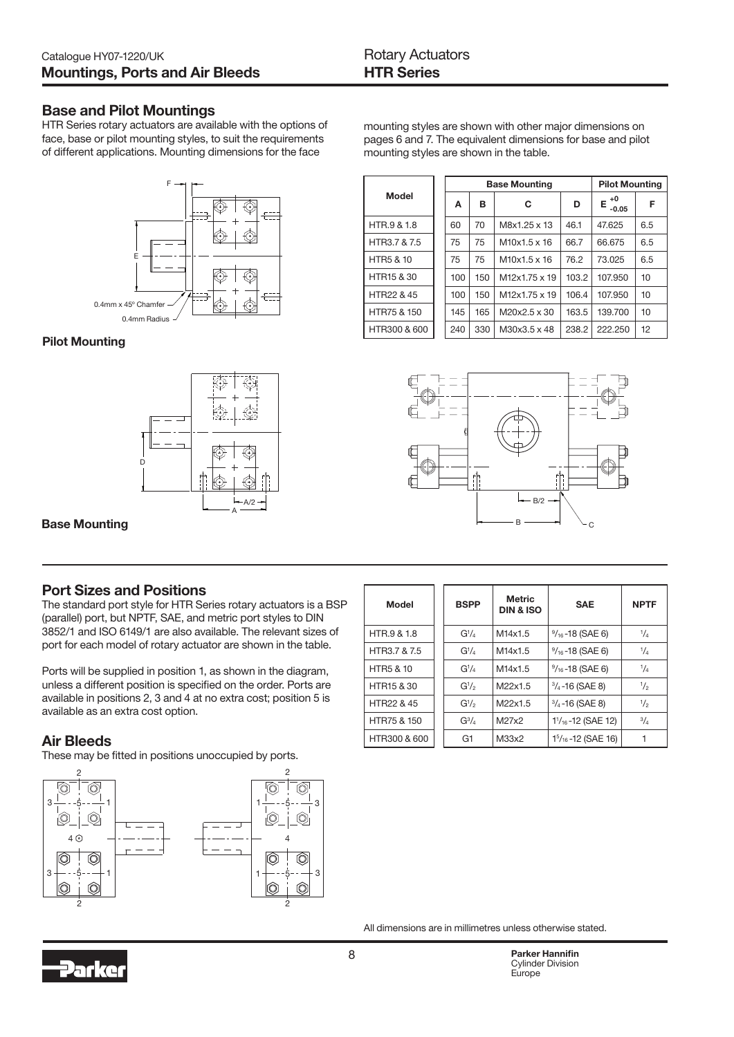## Base and Pilot Mountings

HTR Series rotary actuators are available with the options of face, base or pilot mounting styles, to suit the requirements of different applications. Mounting dimensions for the face mounting styles are shown with other major dimensions on pages 6 and 7. The equivalent dimensions for base and pilot mounting styles are shown in the table.

**Pilot Mounting**

**Base Mounting**

| Model | Base Mounting | | | | Pilot Mounting | |
|---|---|---|---|---|---|---|
| | A | B | C | D | E $^{+0}_{-0.05}$ | F |
| HTR.9 & 1.8 | 60 | 70 | M8x1.25 x 13 | 46.1 | 47.625 | 6.5 |
| HTR3.7 & 7.5 | 75 | 75 | M10x1.5 x 16 | 66.7 | 66.675 | 6.5 |
| HTR5 & 10 | 75 | 75 | M10x1.5 x 16 | 76.2 | 73.025 | 6.5 |
| HTR15 & 30 | 100 | 150 | M12x1.75 x 19 | 103.2 | 107.950 | 10 |
| HTR22 & 45 | 100 | 150 | M12x1.75 x 19 | 106.4 | 107.950 | 10 |
| HTR75 & 150 | 145 | 165 | M20x2.5 x 30 | 163.5 | 139.700 | 10 |
| HTR300 & 600 | 240 | 330 | M30x3.5 x 48 | 238.2 | 222.250 | 12 |

## Port Sizes and Positions

The standard port style for HTR Series rotary actuators is a BSP (parallel) port, but NPTF, SAE, and metric port styles to DIN 3852/1 and ISO 6149/1 are also available. The relevant sizes of port for each model of rotary actuator are shown in the table.

Ports will be supplied in position 1, as shown in the diagram, unless a different position is specified on the order. Ports are available in positions 2, 3 and 4 at no extra cost; position 5 is available as an extra cost option.

| Model | BSPP | Metric DIN & ISO | SAE | NPTF |
|---|---|---|---|---|
| HTR.9 & 1.8 | G1/4 | M14x1.5 | 9/16-18 (SAE 6) | 1/4 |
| HTR3.7 & 7.5 | G1/4 | M14x1.5 | 9/16-18 (SAE 6) | 1/4 |
| HTR5 & 10 | G1/4 | M14x1.5 | 9/16-18 (SAE 6) | 1/4 |
| HTR15 & 30 | G1/2 | M22x1.5 | 3/4-16 (SAE 8) | 1/2 |
| HTR22 & 45 | G1/2 | M22x1.5 | 3/4-16 (SAE 8) | 1/2 |
| HTR75 & 150 | G3/4 | M27x2 | 1 1/16-12 (SAE 12) | 3/4 |
| HTR300 & 600 | G1 | M33x2 | 1 5/16-12 (SAE 16) | 1 |

## Air Bleeds

These may be fitted in positions unoccupied by ports.

All dimensions are in millimetres unless otherwise stated.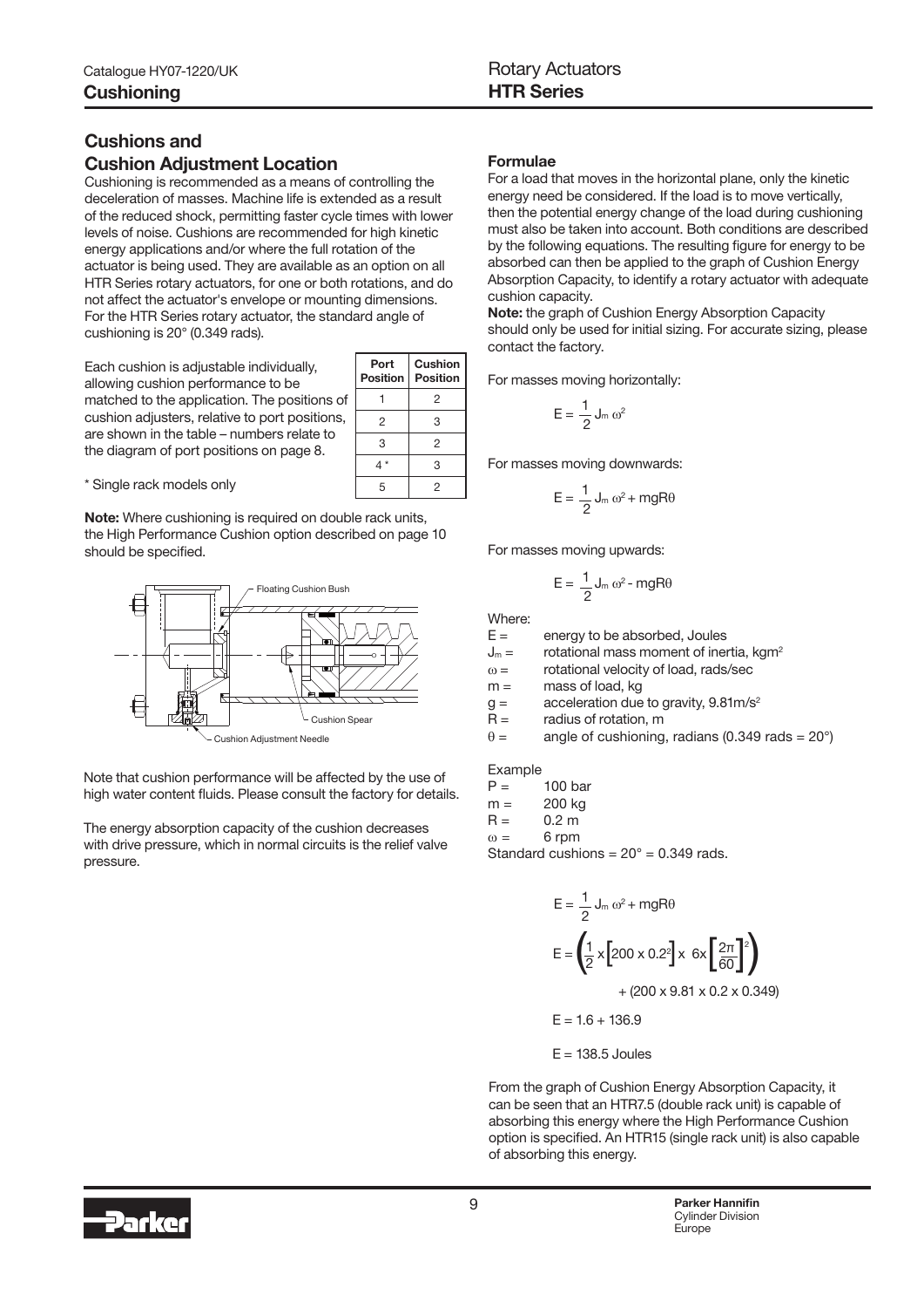## Cushions and Cushion Adjustment Location

Cushioning is recommended as a means of controlling the deceleration of masses. Machine life is extended as a result of the reduced shock, permitting faster cycle times with lower levels of noise. Cushions are recommended for high kinetic energy applications and/or where the full rotation of the actuator is being used. They are available as an option on all HTR Series rotary actuators, for one or both rotations, and do not affect the actuator's envelope or mounting dimensions. For the HTR Series rotary actuator, the standard angle of cushioning is 20° (0.349 rads).

Each cushion is adjustable individually, allowing cushion performance to be matched to the application. The positions of cushion adjusters, relative to port positions, are shown in the table – numbers relate to the diagram of port positions on page 8.

| Port Position | Cushion Position |
|---|---|
| 1 | 2 |
| 2 | 3 |
| 3 | 2 |
| 4 * | 3 |
| 5 | 2 |

* Single rack models only

**Note:** Where cushioning is required on double rack units, the High Performance Cushion option described on page 10 should be specified.

Floating Cushion Bush

Cushion Spear

Cushion Adjustment Needle

Note that cushion performance will be affected by the use of high water content fluids. Please consult the factory for details.

The energy absorption capacity of the cushion decreases with drive pressure, which in normal circuits is the relief valve pressure.

### Formulae

For a load that moves in the horizontal plane, only the kinetic energy need be considered. If the load is to move vertically, then the potential energy change of the load during cushioning must also be taken into account. Both conditions are described by the following equations. The resulting figure for energy to be absorbed can then be applied to the graph of Cushion Energy Absorption Capacity, to identify a rotary actuator with adequate cushion capacity.

**Note:** the graph of Cushion Energy Absorption Capacity should only be used for initial sizing. For accurate sizing, please contact the factory.

For masses moving horizontally:

$$E = \frac{1}{2} J_m \omega^2$$

For masses moving downwards:

$$E = \frac{1}{2} J_m \omega^2 + mgR\theta$$

For masses moving upwards:

$$E = \frac{1}{2} J_m \omega^2 - mgR\theta$$

Where:

$E =$ energy to be absorbed, Joules
$J_m =$ rotational mass moment of inertia, $kgm^2$
$\omega =$ rotational velocity of load, rads/sec
$m =$ mass of load, kg
$g =$ acceleration due to gravity, $9.81m/s^2$
$R =$ radius of rotation, m
$\theta =$ angle of cushioning, radians (0.349 rads = 20°)

Example

$P =$ 100 bar
$m =$ 200 kg
$R =$ 0.2 m
$\omega =$ 6 rpm

Standard cushions = 20° = 0.349 rads.

$$E = \frac{1}{2} J_m \omega^2 + mgR\theta$$

$$E = \left(\frac{1}{2} \times \left[200 \times 0.2^2\right] \times 6 \times \left[\frac{2\pi}{60}\right]^2\right) + (200 \times 9.81 \times 0.2 \times 0.349)$$

$$E = 1.6 + 136.9$$

$$E = 138.5 \text{ Joules}$$

From the graph of Cushion Energy Absorption Capacity, it can be seen that an HTR7.5 (double rack unit) is capable of absorbing this energy where the High Performance Cushion option is specified. An HTR15 (single rack unit) is also capable of absorbing this energy.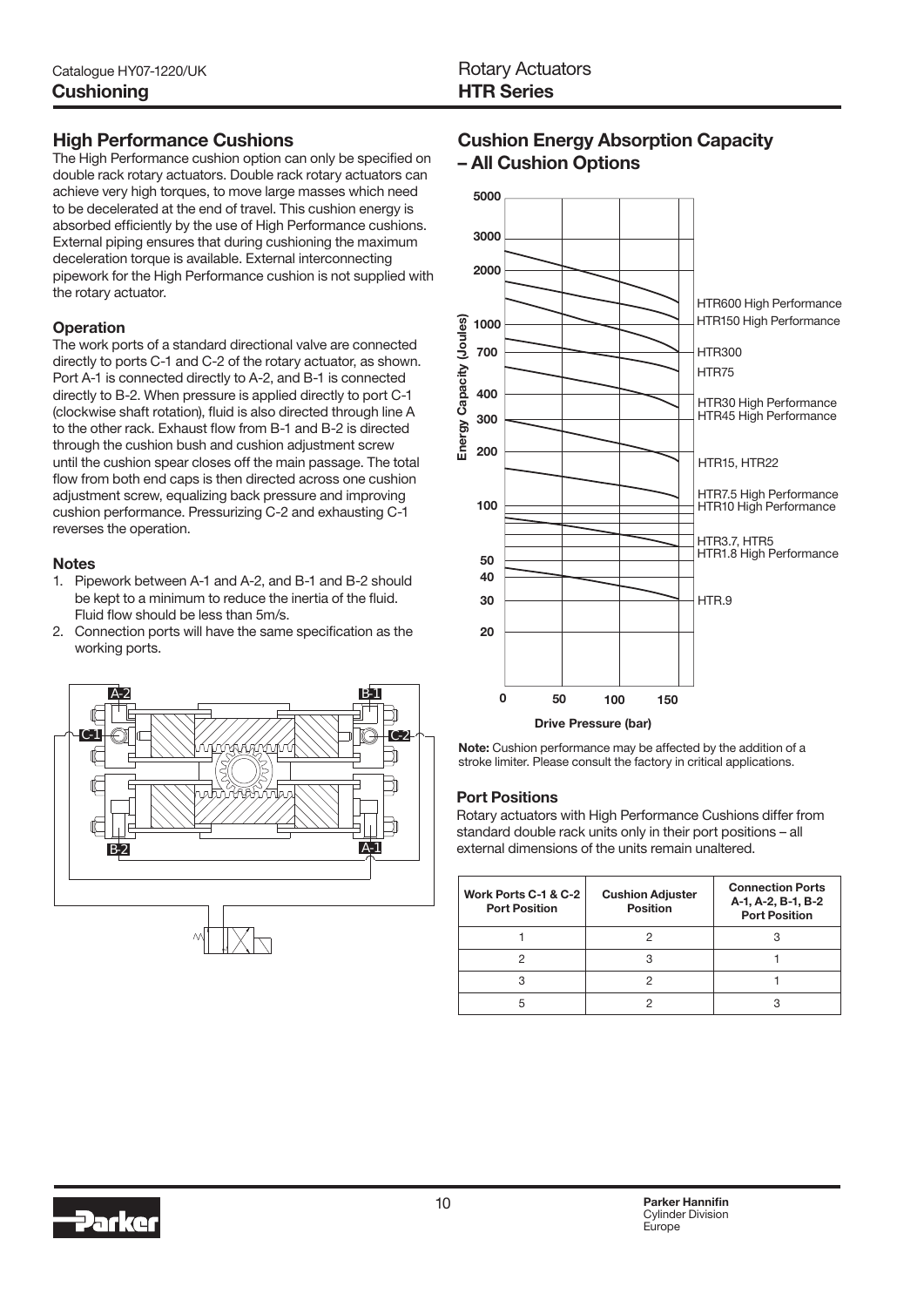## High Performance Cushions

The High Performance cushion option can only be specified on double rack rotary actuators. Double rack rotary actuators can achieve very high torques, to move large masses which need to be decelerated at the end of travel. This cushion energy is absorbed efficiently by the use of High Performance cushions. External piping ensures that during cushioning the maximum deceleration torque is available. External interconnecting pipework for the High Performance cushion is not supplied with the rotary actuator.

### Operation

The work ports of a standard directional valve are connected directly to ports C-1 and C-2 of the rotary actuator, as shown. Port A-1 is connected directly to A-2, and B-1 is connected directly to B-2. When pressure is applied directly to port C-1 (clockwise shaft rotation), fluid is also directed through line A to the other rack. Exhaust flow from B-1 and B-2 is directed through the cushion bush and cushion adjustment screw until the cushion spear closes off the main passage. The total flow from both end caps is then directed across one cushion adjustment screw, equalizing back pressure and improving cushion performance. Pressurizing C-2 and exhausting C-1 reverses the operation.

### Notes

1. Pipework between A-1 and A-2, and B-1 and B-2 should be kept to a minimum to reduce the inertia of the fluid. Fluid flow should be less than 5m/s.
2. Connection ports will have the same specification as the working ports.

## Cushion Energy Absorption Capacity – All Cushion Options

**Note:** Cushion performance may be affected by the addition of a stroke limiter. Please consult the factory in critical applications.

### Port Positions

Rotary actuators with High Performance Cushions differ from standard double rack units only in their port positions – all external dimensions of the units remain unaltered.

| Work Ports C-1 & C-2 Port Position | Cushion Adjuster Position | Connection Ports A-1, A-2, B-1, B-2 Port Position |
|---|---|---|
| 1 | 2 | 3 |
| 2 | 3 | 1 |
| 3 | 2 | 1 |
| 5 | 2 | 3 |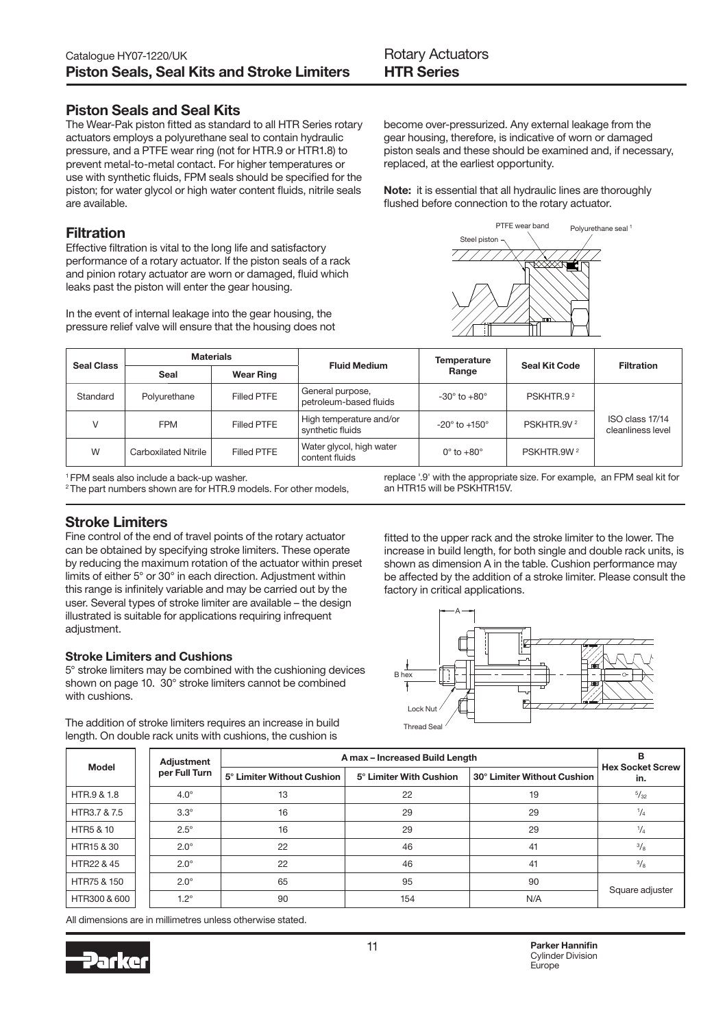## Piston Seals and Seal Kits

The Wear-Pak piston fitted as standard to all HTR Series rotary actuators employs a polyurethane seal to contain hydraulic pressure, and a PTFE wear ring (not for HTR.9 or HTR1.8) to prevent metal-to-metal contact. For higher temperatures or use with synthetic fluids, FPM seals should be specified for the piston; for water glycol or high water content fluids, nitrile seals are available.

## Filtration

Effective filtration is vital to the long life and satisfactory performance of a rotary actuator. If the piston seals of a rack and pinion rotary actuator are worn or damaged, fluid which leaks past the piston will enter the gear housing.

In the event of internal leakage into the gear housing, the pressure relief valve will ensure that the housing does not become over-pressurized. Any external leakage from the gear housing, therefore, is indicative of worn or damaged piston seals and these should be examined and, if necessary, replaced, at the earliest opportunity.

**Note:** it is essential that all hydraulic lines are thoroughly flushed before connection to the rotary actuator.

PTFE wear band — Polyurethane seal [1] — Steel piston

| Seal Class | Materials | | Fluid Medium | Temperature Range | Seal Kit Code | Filtration |
|---|---|---|---|---|---|---|
| | Seal | Wear Ring | | | | |
| Standard | Polyurethane | Filled PTFE | General purpose, petroleum-based fluids | -30° to +80° | PSKHTR.9 [2] | ISO class 17/14 cleanliness level |
| V | FPM | Filled PTFE | High temperature and/or synthetic fluids | -20° to +150° | PSKHTR.9V [2] | |
| W | Carboxilated Nitrile | Filled PTFE | Water glycol, high water content fluids | 0° to +80° | PSKHTR.9W [2] | |

[1] FPM seals also include a back-up washer.
[2] The part numbers shown are for HTR.9 models. For other models, replace '.9' with the appropriate size. For example, an FPM seal kit for an HTR15 will be PSKHTR15V.

## Stroke Limiters

Fine control of the end of travel points of the rotary actuator can be obtained by specifying stroke limiters. These operate by reducing the maximum rotation of the actuator within preset limits of either 5° or 30° in each direction. Adjustment within this range is infinitely variable and may be carried out by the user. Several types of stroke limiter are available – the design illustrated is suitable for applications requiring infrequent adjustment.

### Stroke Limiters and Cushions

5° stroke limiters may be combined with the cushioning devices shown on page 10. 30° stroke limiters cannot be combined with cushions.

The addition of stroke limiters requires an increase in build length. On double rack units with cushions, the cushion is fitted to the upper rack and the stroke limiter to the lower. The increase in build length, for both single and double rack units, is shown as dimension A in the table. Cushion performance may be affected by the addition of a stroke limiter. Please consult the factory in critical applications.

A — B hex — Lock Nut — Thread Seal

| Model | Adjustment per Full Turn | A max – Increased Build Length | | | B Hex Socket Screw in. |
|---|---|---|---|---|---|
| | | 5° Limiter Without Cushion | 5° Limiter With Cushion | 30° Limiter Without Cushion | |
| HTR.9 & 1.8 | 4.0° | 13 | 22 | 19 | 5/32 |
| HTR3.7 & 7.5 | 3.3° | 16 | 29 | 29 | 1/4 |
| HTR5 & 10 | 2.5° | 16 | 29 | 29 | 1/4 |
| HTR15 & 30 | 2.0° | 22 | 46 | 41 | 3/8 |
| HTR22 & 45 | 2.0° | 22 | 46 | 41 | 3/8 |
| HTR75 & 150 | 2.0° | 65 | 95 | 90 | Square adjuster |
| HTR300 & 600 | 1.2° | 90 | 154 | N/A | |

All dimensions are in millimetres unless otherwise stated.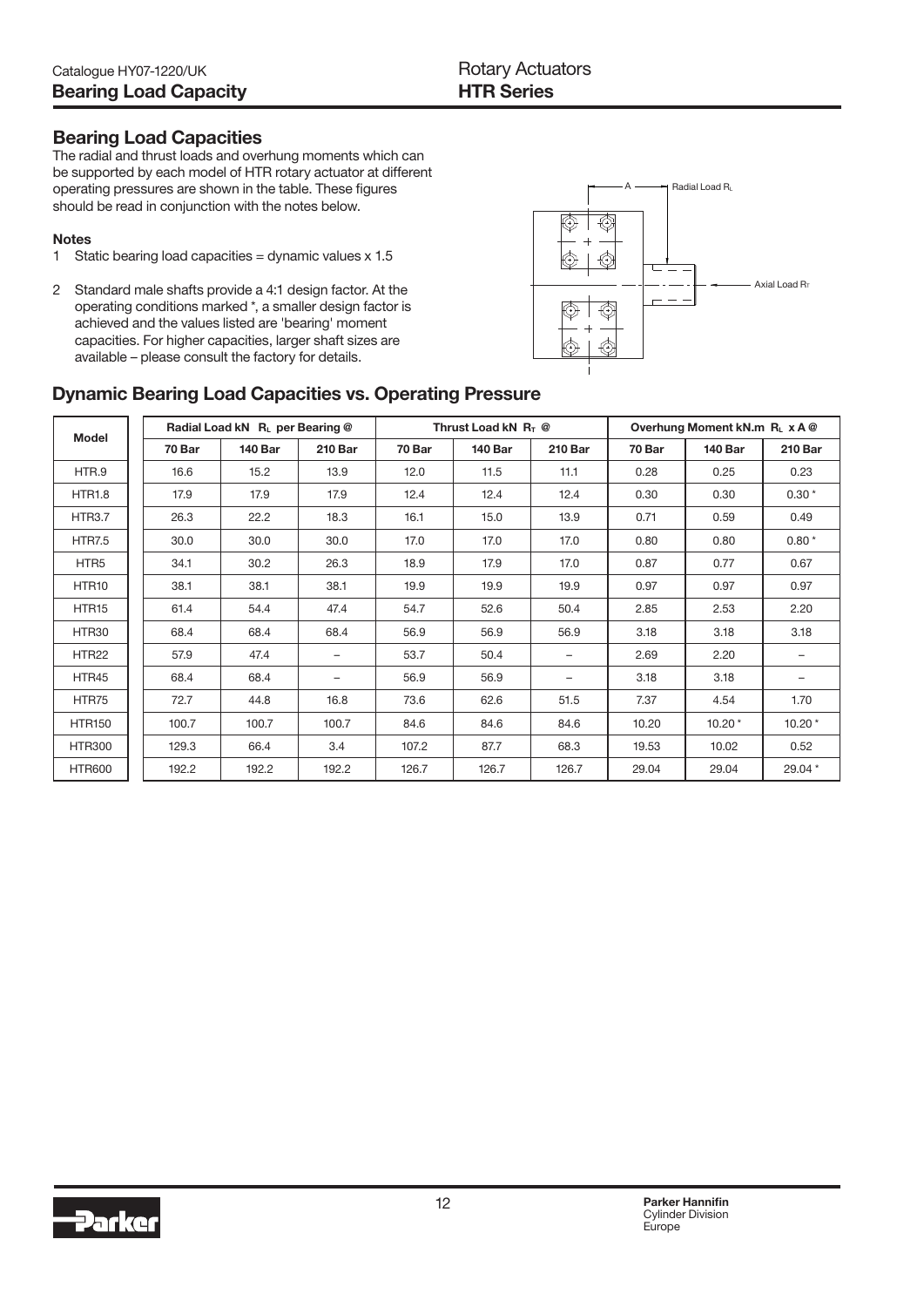## Bearing Load Capacities

The radial and thrust loads and overhung moments which can be supported by each model of HTR rotary actuator at different operating pressures are shown in the table. These figures should be read in conjunction with the notes below.

**Notes**

1 Static bearing load capacities = dynamic values x 1.5

2 Standard male shafts provide a 4:1 design factor. At the operating conditions marked *, a smaller design factor is achieved and the values listed are 'bearing' moment capacities. For higher capacities, larger shaft sizes are available – please consult the factory for details.

## Dynamic Bearing Load Capacities vs. Operating Pressure

| Model | Radial Load kN $R_L$ per Bearing @ | | | Thrust Load kN $R_T$ @ | | | Overhung Moment kN.m $R_L$ x A @ | | |
|---|---|---|---|---|---|---|---|---|---|
| | 70 Bar | 140 Bar | 210 Bar | 70 Bar | 140 Bar | 210 Bar | 70 Bar | 140 Bar | 210 Bar |
| HTR.9 | 16.6 | 15.2 | 13.9 | 12.0 | 11.5 | 11.1 | 0.28 | 0.25 | 0.23 |
| HTR1.8 | 17.9 | 17.9 | 17.9 | 12.4 | 12.4 | 12.4 | 0.30 | 0.30 | 0.30 * |
| HTR3.7 | 26.3 | 22.2 | 18.3 | 16.1 | 15.0 | 13.9 | 0.71 | 0.59 | 0.49 |
| HTR7.5 | 30.0 | 30.0 | 30.0 | 17.0 | 17.0 | 17.0 | 0.80 | 0.80 | 0.80 * |
| HTR5 | 34.1 | 30.2 | 26.3 | 18.9 | 17.9 | 17.0 | 0.87 | 0.77 | 0.67 |
| HTR10 | 38.1 | 38.1 | 38.1 | 19.9 | 19.9 | 19.9 | 0.97 | 0.97 | 0.97 |
| HTR15 | 61.4 | 54.4 | 47.4 | 54.7 | 52.6 | 50.4 | 2.85 | 2.53 | 2.20 |
| HTR30 | 68.4 | 68.4 | 68.4 | 56.9 | 56.9 | 56.9 | 3.18 | 3.18 | 3.18 |
| HTR22 | 57.9 | 47.4 | – | 53.7 | 50.4 | – | 2.69 | 2.20 | – |
| HTR45 | 68.4 | 68.4 | – | 56.9 | 56.9 | – | 3.18 | 3.18 | – |
| HTR75 | 72.7 | 44.8 | 16.8 | 73.6 | 62.6 | 51.5 | 7.37 | 4.54 | 1.70 |
| HTR150 | 100.7 | 100.7 | 100.7 | 84.6 | 84.6 | 84.6 | 10.20 | 10.20 * | 10.20 * |
| HTR300 | 129.3 | 66.4 | 3.4 | 107.2 | 87.7 | 68.3 | 19.53 | 10.02 | 0.52 |
| HTR600 | 192.2 | 192.2 | 192.2 | 126.7 | 126.7 | 126.7 | 29.04 | 29.04 | 29.04 * |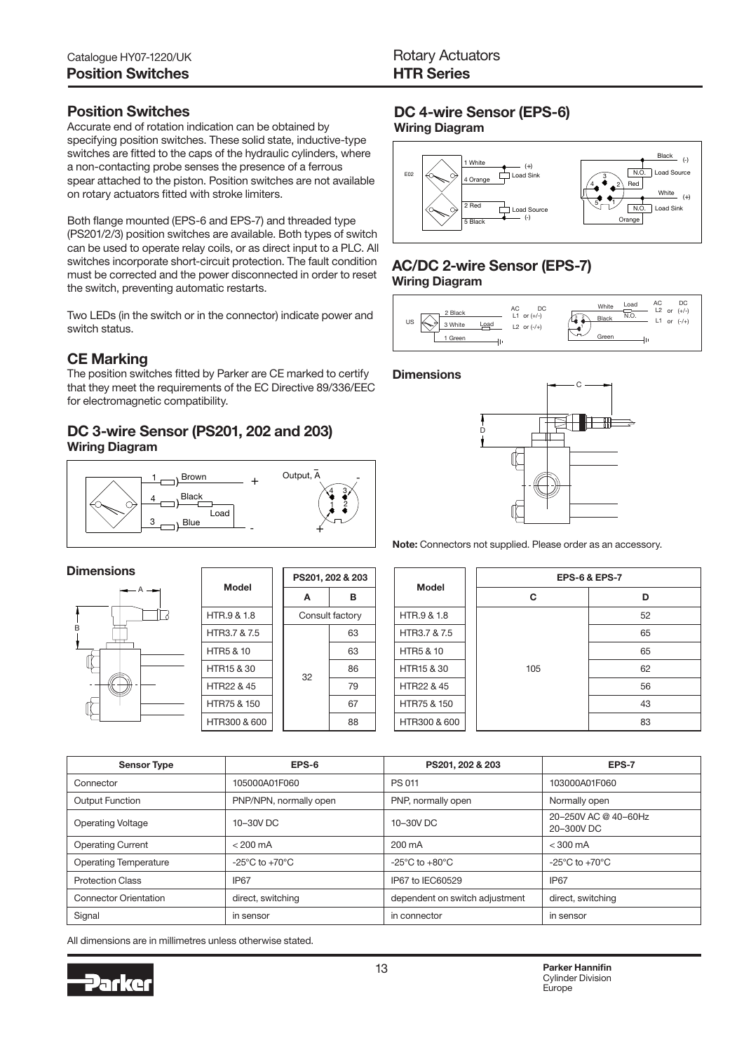## Position Switches

Accurate end of rotation indication can be obtained by specifying position switches. These solid state, inductive-type switches are fitted to the caps of the hydraulic cylinders, where a non-contacting probe senses the presence of a ferrous spear attached to the piston. Position switches are not available on rotary actuators fitted with stroke limiters.

Both flange mounted (EPS-6 and EPS-7) and threaded type (PS201/2/3) position switches are available. Both types of switch can be used to operate relay coils, or as direct input to a PLC. All switches incorporate short-circuit protection. The fault condition must be corrected and the power disconnected in order to reset the switch, preventing automatic restarts.

Two LEDs (in the switch or in the connector) indicate power and switch status.

## CE Marking

The position switches fitted by Parker are CE marked to certify that they meet the requirements of the EC Directive 89/336/EEC for electromagnetic compatibility.

## DC 3-wire Sensor (PS201, 202 and 203)

### Wiring Diagram

### Dimensions

| Model | PS201, 202 & 203 | |
|---|---|---|
| | A | B |
| HTR.9 & 1.8 | Consult factory | |
| HTR3.7 & 7.5 | 32 | 63 |
| HTR5 & 10 | 32 | 63 |
| HTR15 & 30 | 32 | 86 |
| HTR22 & 45 | 32 | 79 |
| HTR75 & 150 | 32 | 67 |
| HTR300 & 600 | 32 | 88 |

## DC 4-wire Sensor (EPS-6)

### Wiring Diagram

## AC/DC 2-wire Sensor (EPS-7)

### Wiring Diagram

### Dimensions

**Note:** Connectors not supplied. Please order as an accessory.

| Model | EPS-6 & EPS-7 | |
|---|---|---|
| | C | D |
| HTR.9 & 1.8 | 105 | 52 |
| HTR3.7 & 7.5 | 105 | 65 |
| HTR5 & 10 | 105 | 65 |
| HTR15 & 30 | 105 | 62 |
| HTR22 & 45 | 105 | 56 |
| HTR75 & 150 | 105 | 43 |
| HTR300 & 600 | 105 | 83 |

| Sensor Type | EPS-6 | PS201, 202 & 203 | EPS-7 |
|---|---|---|---|
| Connector | 105000A01F060 | PS 011 | 103000A01F060 |
| Output Function | PNP/NPN, normally open | PNP, normally open | Normally open |
| Operating Voltage | 10–30V DC | 10–30V DC | 20–250V AC @ 40–60Hz<br>20–300V DC |
| Operating Current | < 200 mA | 200 mA | < 300 mA |
| Operating Temperature | -25°C to +70°C | -25°C to +80°C | -25°C to +70°C |
| Protection Class | IP67 | IP67 to IEC60529 | IP67 |
| Connector Orientation | direct, switching | dependent on switch adjustment | direct, switching |
| Signal | in sensor | in connector | in sensor |

All dimensions are in millimetres unless otherwise stated.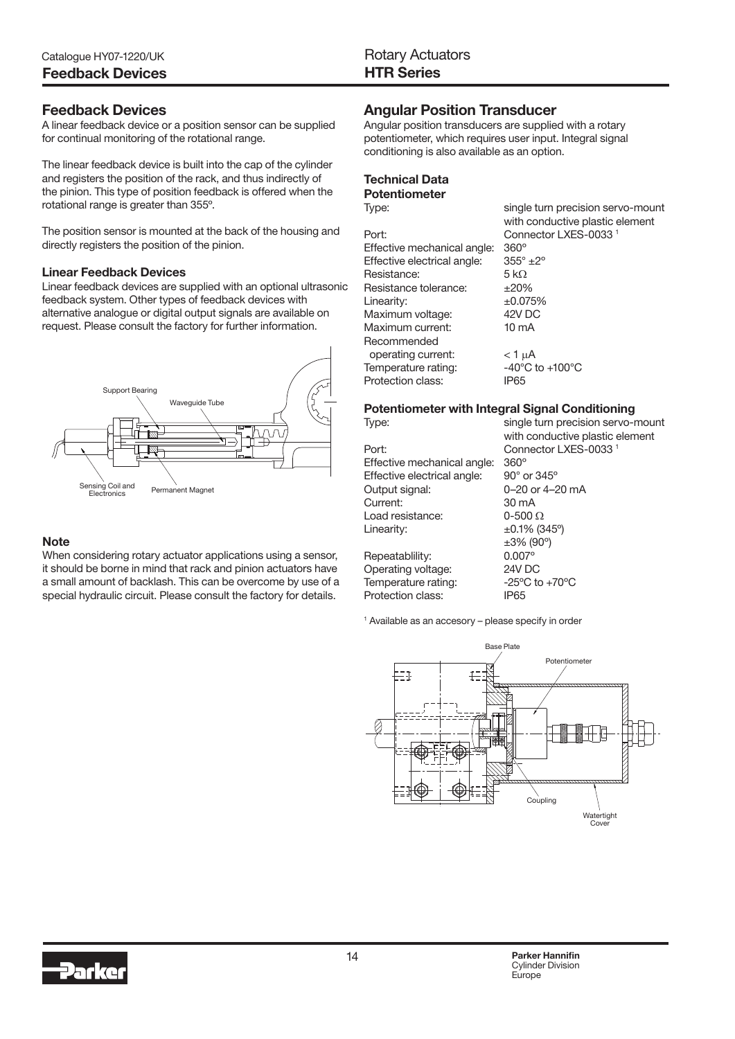## Feedback Devices

A linear feedback device or a position sensor can be supplied for continual monitoring of the rotational range.

The linear feedback device is built into the cap of the cylinder and registers the position of the rack, and thus indirectly of the pinion. This type of position feedback is offered when the rotational range is greater than 355º.

The position sensor is mounted at the back of the housing and directly registers the position of the pinion.

### Linear Feedback Devices

Linear feedback devices are supplied with an optional ultrasonic feedback system. Other types of feedback devices with alternative analogue or digital output signals are available on request. Please consult the factory for further information.

### Note

When considering rotary actuator applications using a sensor, it should be borne in mind that rack and pinion actuators have a small amount of backlash. This can be overcome by use of a special hydraulic circuit. Please consult the factory for details.

## Angular Position Transducer

Angular position transducers are supplied with a rotary potentiometer, which requires user input. Integral signal conditioning is also available as an option.

### Technical Data

#### Potentiometer

| | |
|---|---|
| Type: | single turn precision servo-mount with conductive plastic element |
| Port: | Connector LXES-0033 [1] |
| Effective mechanical angle: | 360° |
| Effective electrical angle: | 355° ±2° |
| Resistance: | 5 kΩ |
| Resistance tolerance: | ±20% |
| Linearity: | ±0.075% |
| Maximum voltage: | 42V DC |
| Maximum current: | 10 mA |
| Recommended operating current: | < 1 μA |
| Temperature rating: | -40°C to +100°C |
| Protection class: | IP65 |

#### Potentiometer with Integral Signal Conditioning

| | |
|---|---|
| Type: | single turn precision servo-mount with conductive plastic element |
| Port: | Connector LXES-0033 [1] |
| Effective mechanical angle: | 360° |
| Effective electrical angle: | 90° or 345° |
| Output signal: | 0–20 or 4–20 mA |
| Current: | 30 mA |
| Load resistance: | 0-500 Ω |
| Linearity: | ±0.1% (345º)<br>±3% (90º) |
| Repeatablility: | 0.007° |
| Operating voltage: | 24V DC |
| Temperature rating: | -25ºC to +70ºC |
| Protection class: | IP65 |

[1] Available as an accesory – please specify in order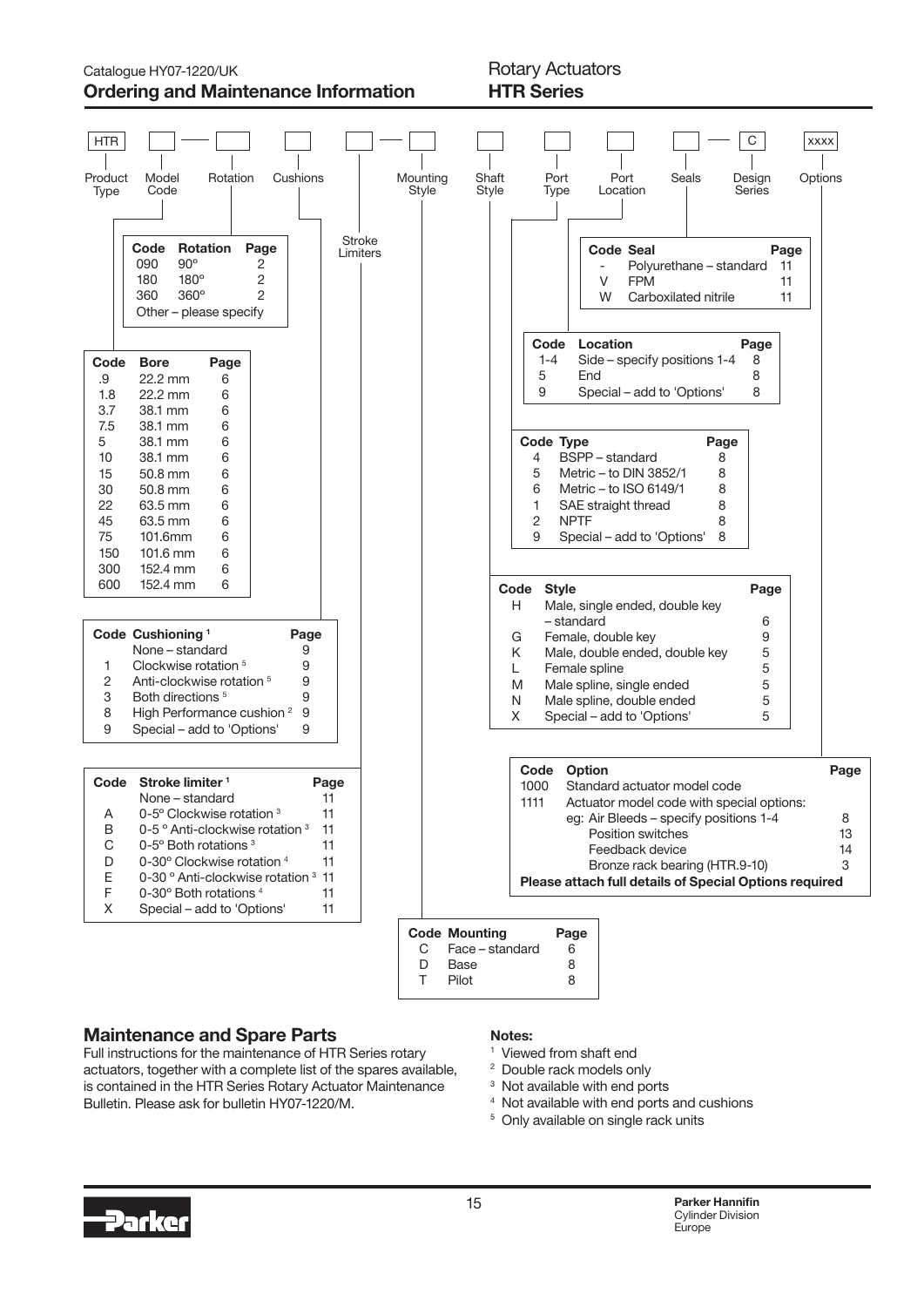## Ordering and Maintenance Information

| HTR | | — | | | | — | | | | | | — C | xxxx |
|---|---|---|---|---|---|---|---|---|---|---|---|---|---|
| Product Type | Model Code | | Rotation | Cushions | Stroke Limiters | | Mounting Style | Shaft Style | Port Type | Port Location | Seals | Design Series | Options |

| Code | Rotation | Page |
|---|---|---|
| 090 | 90° | 2 |
| 180 | 180° | 2 |
| 360 | 360° | 2 |
| Other – please specify | | |

| Code | Bore | Page |
|---|---|---|
| .9 | 22.2 mm | 6 |
| 1.8 | 22.2 mm | 6 |
| 3.7 | 38.1 mm | 6 |
| 7.5 | 38.1 mm | 6 |
| 5 | 38.1 mm | 6 |
| 10 | 38.1 mm | 6 |
| 15 | 50.8 mm | 6 |
| 30 | 50.8 mm | 6 |
| 22 | 63.5 mm | 6 |
| 45 | 63.5 mm | 6 |
| 75 | 101.6mm | 6 |
| 150 | 101.6 mm | 6 |
| 300 | 152.4 mm | 6 |
| 600 | 152.4 mm | 6 |

| Code | Cushioning [1] | Page |
|---|---|---|
| | None – standard | 9 |
| 1 | Clockwise rotation [5] | 9 |
| 2 | Anti-clockwise rotation [5] | 9 |
| 3 | Both directions [5] | 9 |
| 8 | High Performance cushion [2] | 9 |
| 9 | Special – add to 'Options' | 9 |

| Code | Stroke limiter [1] | Page |
|---|---|---|
| | None – standard | 11 |
| A | 0-5° Clockwise rotation [3] | 11 |
| B | 0-5 ° Anti-clockwise rotation [3] | 11 |
| C | 0-5° Both rotations [3] | 11 |
| D | 0-30° Clockwise rotation [4] | 11 |
| E | 0-30 ° Anti-clockwise rotation [3] | 11 |
| F | 0-30° Both rotations [4] | 11 |
| X | Special – add to 'Options' | 11 |

| Code | Mounting | Page |
|---|---|---|
| C | Face – standard | 6 |
| D | Base | 8 |
| T | Pilot | 8 |

| Code | Seal | Page |
|---|---|---|
| - | Polyurethane – standard | 11 |
| V | FPM | 11 |
| W | Carboxilated nitrile | 11 |

| Code | Location | Page |
|---|---|---|
| 1-4 | Side – specify positions 1-4 | 8 |
| 5 | End | 8 |
| 9 | Special – add to 'Options' | 8 |

| Code | Type | Page |
|---|---|---|
| 4 | BSPP – standard | 8 |
| 5 | Metric – to DIN 3852/1 | 8 |
| 6 | Metric – to ISO 6149/1 | 8 |
| 1 | SAE straight thread | 8 |
| 2 | NPTF | 8 |
| 9 | Special – add to 'Options' | 8 |

| Code | Style | Page |
|---|---|---|
| H | Male, single ended, double key – standard | 6 |
| G | Female, double key | 9 |
| K | Male, double ended, double key | 5 |
| L | Female spline | 5 |
| M | Male spline, single ended | 5 |
| N | Male spline, double ended | 5 |
| X | Special – add to 'Options' | 5 |

| Code | Option | Page |
|---|---|---|
| 1000 | Standard actuator model code | |
| 1111 | Actuator model code with special options: | |
| | eg: Air Bleeds – specify positions 1-4 | 8 |
| | Position switches | 13 |
| | Feedback device | 14 |
| | Bronze rack bearing (HTR.9-10) | 3 |

**Please attach full details of Special Options required**

## Maintenance and Spare Parts

Full instructions for the maintenance of HTR Series rotary actuators, together with a complete list of the spares available, is contained in the HTR Series Rotary Actuator Maintenance Bulletin. Please ask for bulletin HY07-1220/M.

**Notes:**

[1] Viewed from shaft end
[2] Double rack models only
[3] Not available with end ports
[4] Not available with end ports and cushions
[5] Only available on single rack units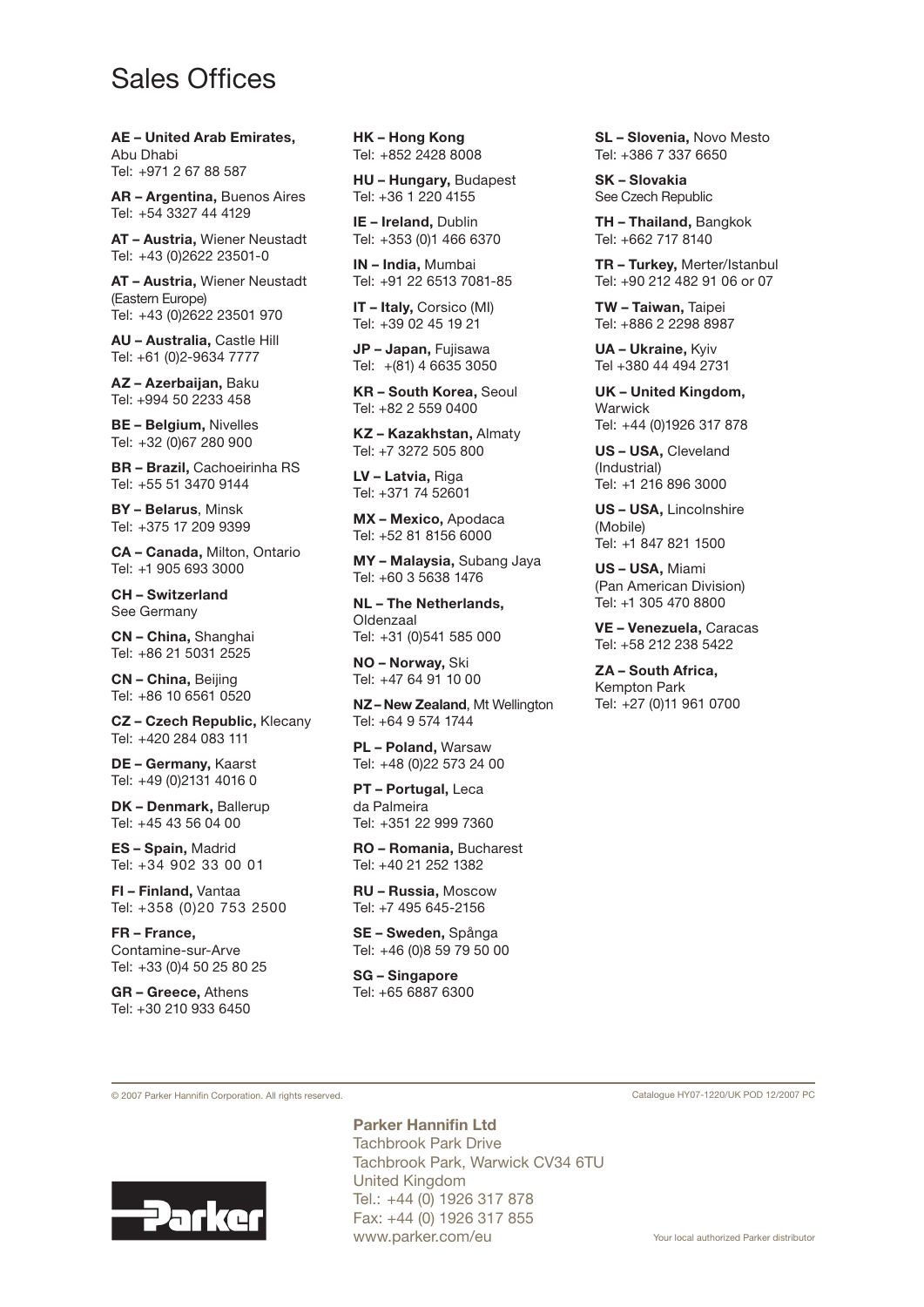# Sales Offices

**AE – United Arab Emirates,** Abu Dhabi
Tel: +971 2 67 88 587

**AR – Argentina,** Buenos Aires
Tel: +54 3327 44 4129

**AT – Austria,** Wiener Neustadt
Tel: +43 (0)2622 23501-0

**AT – Austria,** Wiener Neustadt (Eastern Europe)
Tel: +43 (0)2622 23501 970

**AU – Australia,** Castle Hill
Tel: +61 (0)2-9634 7777

**AZ – Azerbaijan,** Baku
Tel: +994 50 2233 458

**BE – Belgium,** Nivelles
Tel: +32 (0)67 280 900

**BR – Brazil,** Cachoeirinha RS
Tel: +55 51 3470 9144

**BY – Belarus**, Minsk
Tel: +375 17 209 9399

**CA – Canada,** Milton, Ontario
Tel: +1 905 693 3000

**CH – Switzerland**
See Germany

**CN – China,** Shanghai
Tel: +86 21 5031 2525

**CN – China,** Beijing
Tel: +86 10 6561 0520

**CZ – Czech Republic,** Klecany
Tel: +420 284 083 111

**DE – Germany,** Kaarst
Tel: +49 (0)2131 4016 0

**DK – Denmark,** Ballerup
Tel: +45 43 56 04 00

**ES – Spain,** Madrid
Tel: +34 902 33 00 01

**FI – Finland,** Vantaa
Tel: +358 (0)20 753 2500

**FR – France,** Contamine-sur-Arve
Tel: +33 (0)4 50 25 80 25

**GR – Greece,** Athens
Tel: +30 210 933 6450

**HK – Hong Kong**
Tel: +852 2428 8008

**HU – Hungary,** Budapest
Tel: +36 1 220 4155

**IE – Ireland,** Dublin
Tel: +353 (0)1 466 6370

**IN – India,** Mumbai
Tel: +91 22 6513 7081-85

**IT – Italy,** Corsico (MI)
Tel: +39 02 45 19 21

**JP – Japan,** Fujisawa
Tel: +(81) 4 6635 3050

**KR – South Korea,** Seoul
Tel: +82 2 559 0400

**KZ – Kazakhstan,** Almaty
Tel: +7 3272 505 800

**LV – Latvia,** Riga
Tel: +371 74 52601

**MX – Mexico,** Apodaca
Tel: +52 81 8156 6000

**MY – Malaysia,** Subang Jaya
Tel: +60 3 5638 1476

**NL – The Netherlands,** Oldenzaal
Tel: +31 (0)541 585 000

**NO – Norway,** Ski
Tel: +47 64 91 10 00

**NZ – New Zealand**, Mt Wellington
Tel: +64 9 574 1744

**PL – Poland,** Warsaw
Tel: +48 (0)22 573 24 00

**PT – Portugal,** Leca da Palmeira
Tel: +351 22 999 7360

**RO – Romania,** Bucharest
Tel: +40 21 252 1382

**RU – Russia,** Moscow
Tel: +7 495 645-2156

**SE – Sweden,** Spånga
Tel: +46 (0)8 59 79 50 00

**SG – Singapore**
Tel: +65 6887 6300

**SL – Slovenia,** Novo Mesto
Tel: +386 7 337 6650

**SK – Slovakia**
See Czech Republic

**TH – Thailand,** Bangkok
Tel: +662 717 8140

**TR – Turkey,** Merter/Istanbul
Tel: +90 212 482 91 06 or 07

**TW – Taiwan,** Taipei
Tel: +886 2 2298 8987

**UA – Ukraine,** Kyiv
Tel +380 44 494 2731

**UK – United Kingdom,** Warwick
Tel: +44 (0)1926 317 878

**US – USA,** Cleveland (Industrial)
Tel: +1 216 896 3000

**US – USA,** Lincolnshire (Mobile)
Tel: +1 847 821 1500

**US – USA,** Miami (Pan American Division)
Tel: +1 305 470 8800

**VE – Venezuela,** Caracas
Tel: +58 212 238 5422

**ZA – South Africa,** Kempton Park
Tel: +27 (0)11 961 0700

© 2007 Parker Hannifin Corporation. All rights reserved.

Catalogue HY07-1220/UK POD 12/2007 PC

**Parker Hannifin Ltd**
Tachbrook Park Drive
Tachbrook Park, Warwick CV34 6TU
United Kingdom
Tel.: +44 (0) 1926 317 878
Fax: +44 (0) 1926 317 855
www.parker.com/eu

Your local authorized Parker distributor